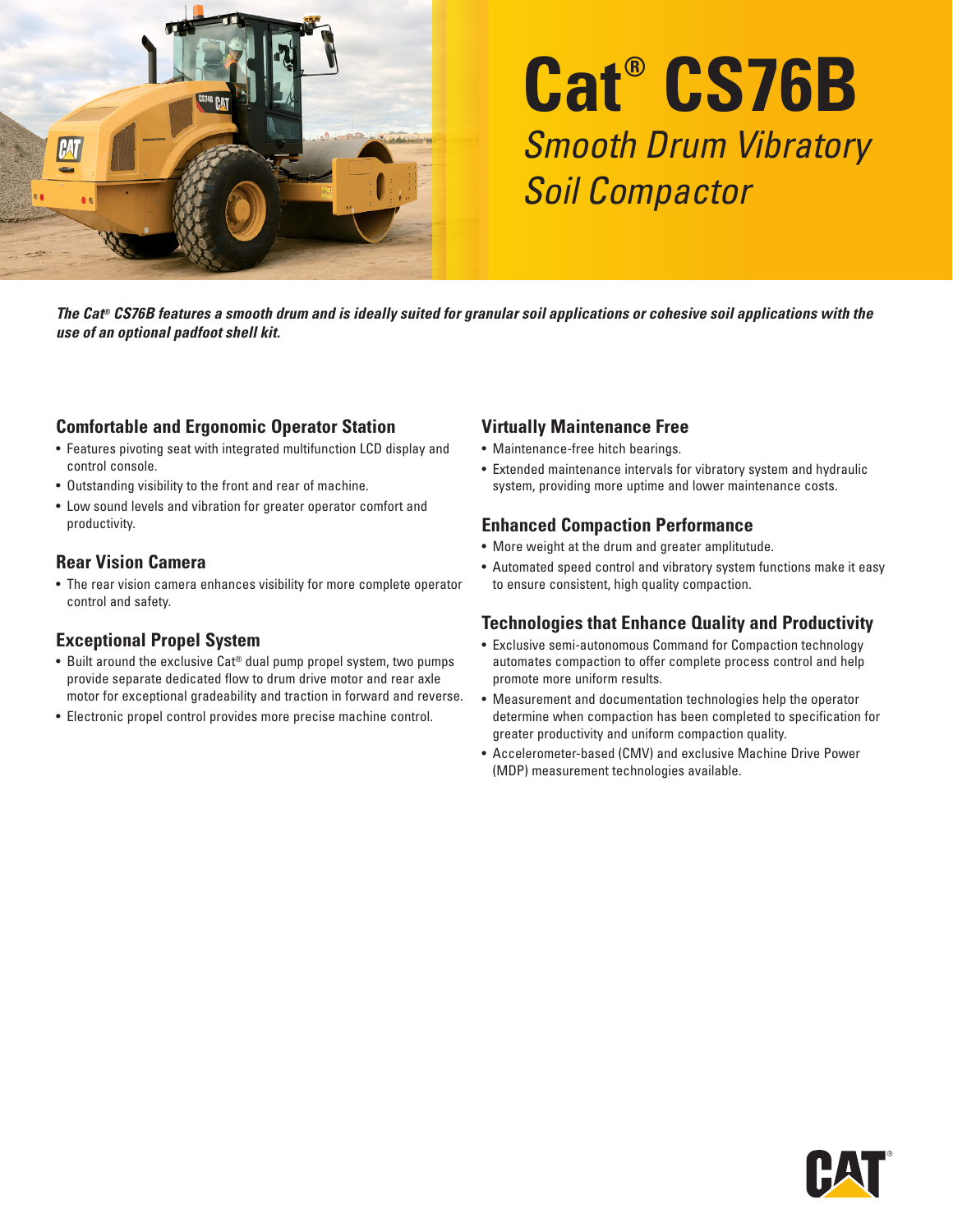# Cat® CS76B

## *Smooth Drum Vibratory Soil Compactor*

***The Cat® CS76B features a smooth drum and is ideally suited for granular soil applications or cohesive soil applications with the use of an optional padfoot shell kit.***

### Comfortable and Ergonomic Operator Station

- Features pivoting seat with integrated multifunction LCD display and control console.
- Outstanding visibility to the front and rear of machine.
- Low sound levels and vibration for greater operator comfort and productivity.

### Rear Vision Camera

- The rear vision camera enhances visibility for more complete operator control and safety.

### Exceptional Propel System

- Built around the exclusive Cat® dual pump propel system, two pumps provide separate dedicated flow to drum drive motor and rear axle motor for exceptional gradeability and traction in forward and reverse.
- Electronic propel control provides more precise machine control.

### Virtually Maintenance Free

- Maintenance-free hitch bearings.
- Extended maintenance intervals for vibratory system and hydraulic system, providing more uptime and lower maintenance costs.

### Enhanced Compaction Performance

- More weight at the drum and greater amplitutude.
- Automated speed control and vibratory system functions make it easy to ensure consistent, high quality compaction.

### Technologies that Enhance Quality and Productivity

- Exclusive semi-autonomous Command for Compaction technology automates compaction to offer complete process control and help promote more uniform results.
- Measurement and documentation technologies help the operator determine when compaction has been completed to specification for greater productivity and uniform compaction quality.
- Accelerometer-based (CMV) and exclusive Machine Drive Power (MDP) measurement technologies available.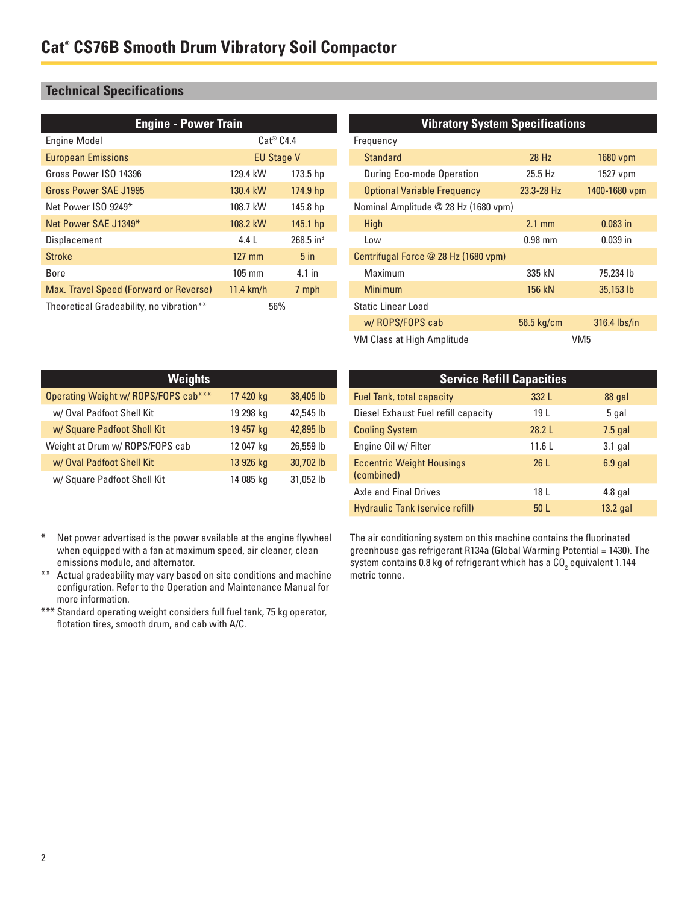# Cat® CS76B Smooth Drum Vibratory Soil Compactor

## Technical Specifications

| Engine - Power Train | | |
|---|---|---|
| Engine Model | Cat® C4.4 | |
| European Emissions | EU Stage V | |
| Gross Power ISO 14396 | 129.4 kW | 173.5 hp |
| Gross Power SAE J1995 | 130.4 kW | 174.9 hp |
| Net Power ISO 9249* | 108.7 kW | 145.8 hp |
| Net Power SAE J1349* | 108.2 kW | 145.1 hp |
| Displacement | 4.4 L | 268.5 $in^3$ |
| Stroke | 127 mm | 5 in |
| Bore | 105 mm | 4.1 in |
| Max. Travel Speed (Forward or Reverse) | 11.4 km/h | 7 mph |
| Theoretical Gradeability, no vibration** | 56% | |

| Vibratory System Specifications | | |
|---|---|---|
| Frequency | | |
| Standard | 28 Hz | 1680 vpm |
| During Eco-mode Operation | 25.5 Hz | 1527 vpm |
| Optional Variable Frequency | 23.3-28 Hz | 1400-1680 vpm |
| Nominal Amplitude @ 28 Hz (1680 vpm) | | |
| High | 2.1 mm | 0.083 in |
| Low | 0.98 mm | 0.039 in |
| Centrifugal Force @ 28 Hz (1680 vpm) | | |
| Maximum | 335 kN | 75,234 lb |
| Minimum | 156 kN | 35,153 lb |
| Static Linear Load | | |
| w/ ROPS/FOPS cab | 56.5 kg/cm | 316.4 lbs/in |
| VM Class at High Amplitude | VM5 | |

| Weights | | |
|---|---|---|
| Operating Weight w/ ROPS/FOPS cab*** | 17 420 kg | 38,405 lb |
| w/ Oval Padfoot Shell Kit | 19 298 kg | 42,545 lb |
| w/ Square Padfoot Shell Kit | 19 457 kg | 42,895 lb |
| Weight at Drum w/ ROPS/FOPS cab | 12 047 kg | 26,559 lb |
| w/ Oval Padfoot Shell Kit | 13 926 kg | 30,702 lb |
| w/ Square Padfoot Shell Kit | 14 085 kg | 31,052 lb |

| Service Refill Capacities | | |
|---|---|---|
| Fuel Tank, total capacity | 332 L | 88 gal |
| Diesel Exhaust Fuel refill capacity | 19 L | 5 gal |
| Cooling System | 28.2 L | 7.5 gal |
| Engine Oil w/ Filter | 11.6 L | 3.1 gal |
| Eccentric Weight Housings (combined) | 26 L | 6.9 gal |
| Axle and Final Drives | 18 L | 4.8 gal |
| Hydraulic Tank (service refill) | 50 L | 13.2 gal |

\* Net power advertised is the power available at the engine flywheel when equipped with a fan at maximum speed, air cleaner, clean emissions module, and alternator.

** Actual gradeability may vary based on site conditions and machine configuration. Refer to the Operation and Maintenance Manual for more information.

*** Standard operating weight considers full fuel tank, 75 kg operator, flotation tires, smooth drum, and cab with A/C.

The air conditioning system on this machine contains the fluorinated greenhouse gas refrigerant R134a (Global Warming Potential = 1430). The system contains 0.8 kg of refrigerant which has a $CO_2$ equivalent 1.144 metric tonne.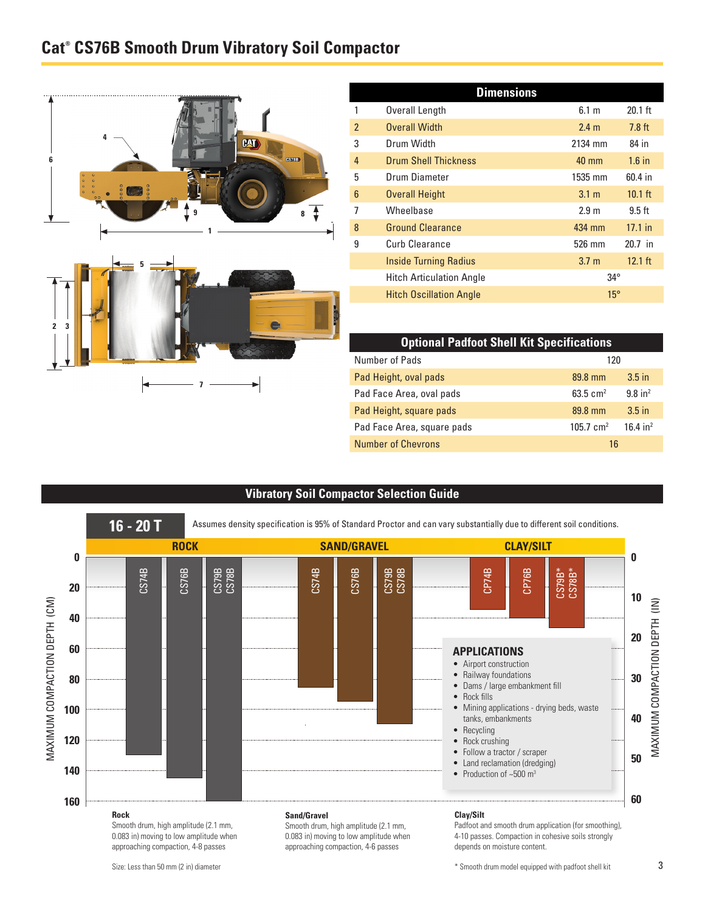# Cat® CS76B Smooth Drum Vibratory Soil Compactor

| Dimensions | | | |
|---|---|---|---|
| 1 | Overall Length | 6.1 m | 20.1 ft |
| 2 | Overall Width | 2.4 m | 7.8 ft |
| 3 | Drum Width | 2134 mm | 84 in |
| 4 | Drum Shell Thickness | 40 mm | 1.6 in |
| 5 | Drum Diameter | 1535 mm | 60.4 in |
| 6 | Overall Height | 3.1 m | 10.1 ft |
| 7 | Wheelbase | 2.9 m | 9.5 ft |
| 8 | Ground Clearance | 434 mm | 17.1 in |
| 9 | Curb Clearance | 526 mm | 20.7 in |
| | Inside Turning Radius | 3.7 m | 12.1 ft |
| | Hitch Articulation Angle | 34° | |
| | Hitch Oscillation Angle | 15° | |

| Optional Padfoot Shell Kit Specifications | | |
|---|---|---|
| Number of Pads | 120 | |
| Pad Height, oval pads | 89.8 mm | 3.5 in |
| Pad Face Area, oval pads | 63.5 $cm^2$ | 9.8 $in^2$ |
| Pad Height, square pads | 89.8 mm | 3.5 in |
| Pad Face Area, square pads | 105.7 $cm^2$ | 16.4 $in^2$ |
| Number of Chevrons | 16 | |

## Vibratory Soil Compactor Selection Guide

**16 - 20 T**

Assumes density specification is 95% of Standard Proctor and can vary substantially due to different soil conditions.

ROCK: CS74B, CS76B, CS79B CS78B
SAND/GRAVEL: CS74B, CS76B, CS79B CS78B
CLAY/SILT: CP74B, CP76B, CS79B* CS78B*

MAXIMUM COMPACTION DEPTH (CM) — MAXIMUM COMPACTION DEPTH (IN)

### APPLICATIONS

- Airport construction
- Railway foundations
- Dams / large embankment fill
- Rock fills
- Mining applications - drying beds, waste tanks, embankments
- Recycling
- Rock crushing
- Follow a tractor / scraper
- Land reclamation (dredging)
- Production of ~500 $m^3$

**Rock**
Smooth drum, high amplitude (2.1 mm, 0.083 in) moving to low amplitude when approaching compaction, 4-8 passes

**Sand/Gravel**
Smooth drum, high amplitude (2.1 mm, 0.083 in) moving to low amplitude when approaching compaction, 4-6 passes

**Clay/Silt**
Padfoot and smooth drum application (for smoothing), 4-10 passes. Compaction in cohesive soils strongly depends on moisture content.

Size: Less than 50 mm (2 in) diameter

* Smooth drum model equipped with padfoot shell kit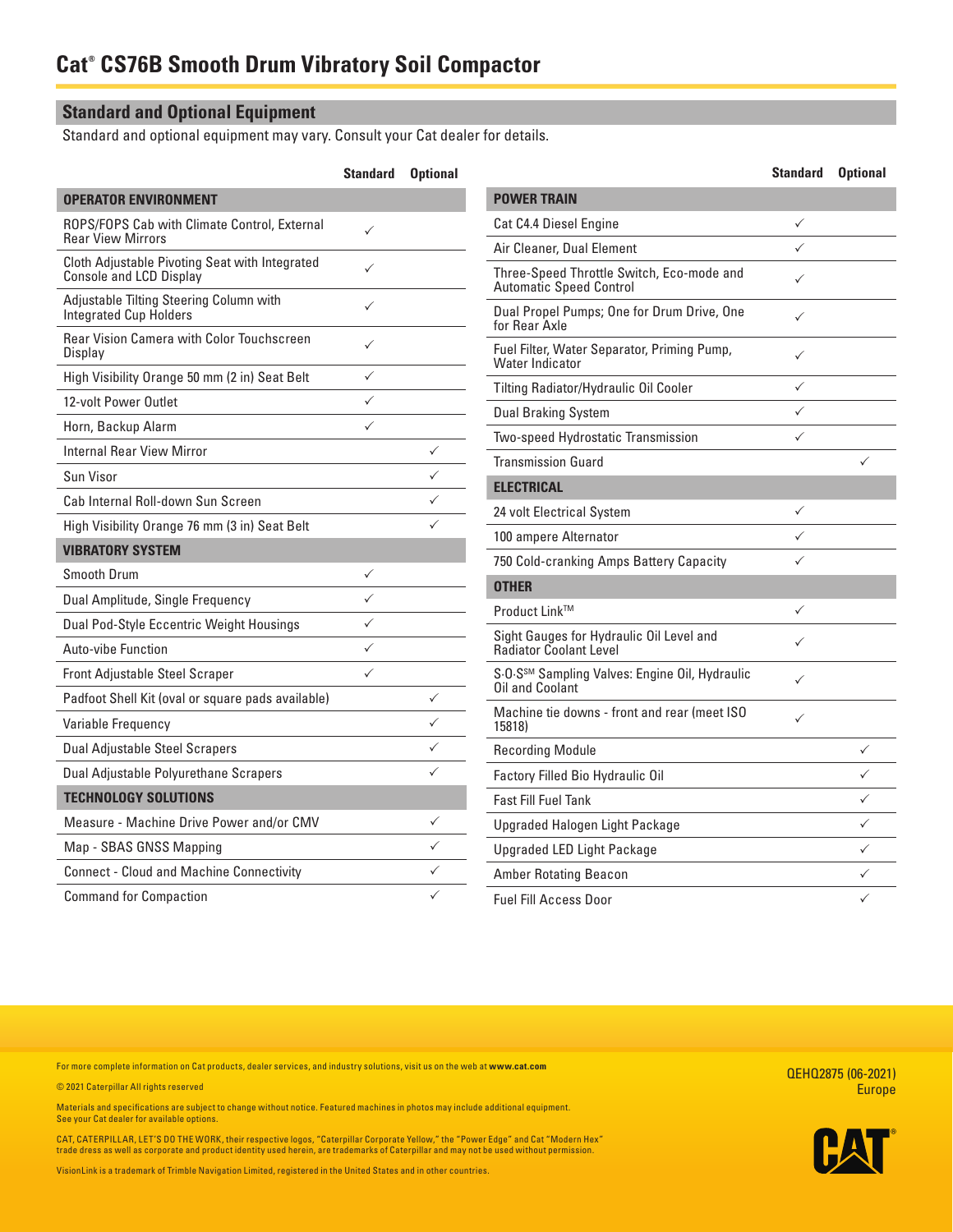# Cat® CS76B Smooth Drum Vibratory Soil Compactor

## Standard and Optional Equipment

Standard and optional equipment may vary. Consult your Cat dealer for details.

| | Standard | Optional |
|---|---|---|
| **OPERATOR ENVIRONMENT** | | |
| ROPS/FOPS Cab with Climate Control, External Rear View Mirrors | ✓ | |
| Cloth Adjustable Pivoting Seat with Integrated Console and LCD Display | ✓ | |
| Adjustable Tilting Steering Column with Integrated Cup Holders | ✓ | |
| Rear Vision Camera with Color Touchscreen Display | ✓ | |
| High Visibility Orange 50 mm (2 in) Seat Belt | ✓ | |
| 12-volt Power Outlet | ✓ | |
| Horn, Backup Alarm | ✓ | |
| Internal Rear View Mirror | | ✓ |
| Sun Visor | | ✓ |
| Cab Internal Roll-down Sun Screen | | ✓ |
| High Visibility Orange 76 mm (3 in) Seat Belt | | ✓ |
| **VIBRATORY SYSTEM** | | |
| Smooth Drum | ✓ | |
| Dual Amplitude, Single Frequency | ✓ | |
| Dual Pod-Style Eccentric Weight Housings | ✓ | |
| Auto-vibe Function | ✓ | |
| Front Adjustable Steel Scraper | ✓ | |
| Padfoot Shell Kit (oval or square pads available) | | ✓ |
| Variable Frequency | | ✓ |
| Dual Adjustable Steel Scrapers | | ✓ |
| Dual Adjustable Polyurethane Scrapers | | ✓ |
| **TECHNOLOGY SOLUTIONS** | | |
| Measure - Machine Drive Power and/or CMV | | ✓ |
| Map - SBAS GNSS Mapping | | ✓ |
| Connect - Cloud and Machine Connectivity | | ✓ |
| Command for Compaction | | ✓ |

| | Standard | Optional |
|---|---|---|
| **POWER TRAIN** | | |
| Cat C4.4 Diesel Engine | ✓ | |
| Air Cleaner, Dual Element | ✓ | |
| Three-Speed Throttle Switch, Eco-mode and Automatic Speed Control | ✓ | |
| Dual Propel Pumps; One for Drum Drive, One for Rear Axle | ✓ | |
| Fuel Filter, Water Separator, Priming Pump, Water Indicator | ✓ | |
| Tilting Radiator/Hydraulic Oil Cooler | ✓ | |
| Dual Braking System | ✓ | |
| Two-speed Hydrostatic Transmission | ✓ | |
| Transmission Guard | | ✓ |
| **ELECTRICAL** | | |
| 24 volt Electrical System | ✓ | |
| 100 ampere Alternator | ✓ | |
| 750 Cold-cranking Amps Battery Capacity | ✓ | |
| **OTHER** | | |
| Product Link™ | ✓ | |
| Sight Gauges for Hydraulic Oil Level and Radiator Coolant Level | ✓ | |
| S·O·S℠ Sampling Valves: Engine Oil, Hydraulic Oil and Coolant | ✓ | |
| Machine tie downs - front and rear (meet ISO 15818) | ✓ | |
| Recording Module | | ✓ |
| Factory Filled Bio Hydraulic Oil | | ✓ |
| Fast Fill Fuel Tank | | ✓ |
| Upgraded Halogen Light Package | | ✓ |
| Upgraded LED Light Package | | ✓ |
| Amber Rotating Beacon | | ✓ |
| Fuel Fill Access Door | | ✓ |

For more complete information on Cat products, dealer services, and industry solutions, visit us on the web at **www.cat.com**

© 2021 Caterpillar All rights reserved

Materials and specifications are subject to change without notice. Featured machines in photos may include additional equipment. See your Cat dealer for available options.

CAT, CATERPILLAR, LET'S DO THE WORK, their respective logos, "Caterpillar Corporate Yellow," the "Power Edge" and Cat "Modern Hex" trade dress as well as corporate and product identity used herein, are trademarks of Caterpillar and may not be used without permission.

VisionLink is a trademark of Trimble Navigation Limited, registered in the United States and in other countries.

QEHQ2875 (06-2021)
Europe